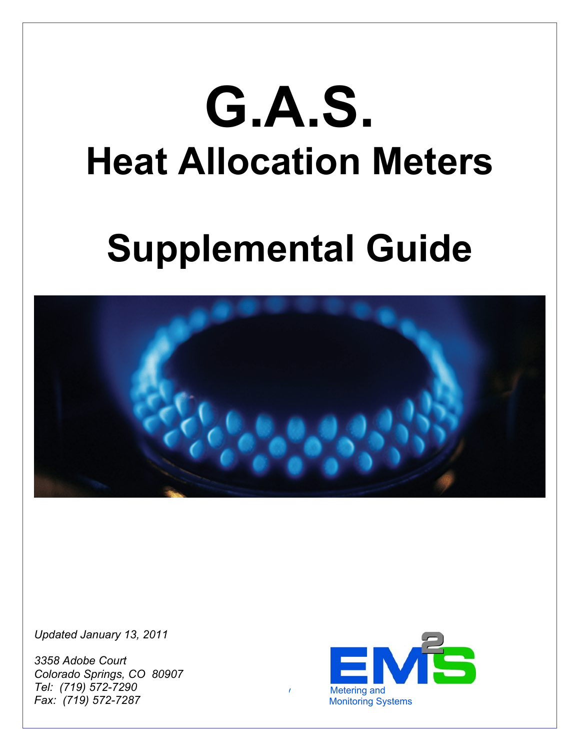# G.A.S.

## Heat Allocation Meters

# Supplemental Guide

*Updated January 13, 2011*

*3358 Adobe Court*
*Colorado Springs, CO 80907*
*Tel: (719) 572-7290*
*Fax: (719) 572-7287*

EM2S
Metering and Monitoring Systems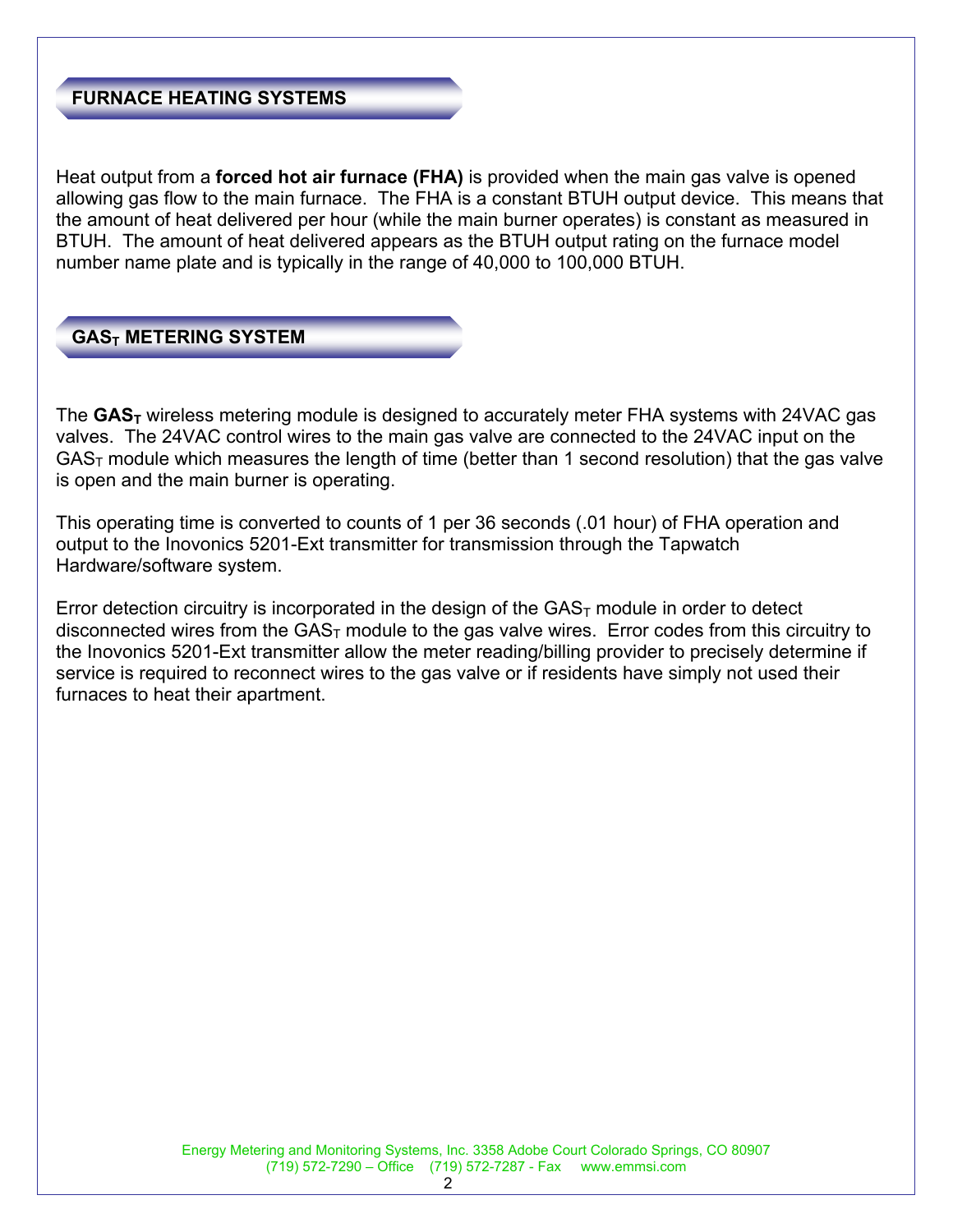## FURNACE HEATING SYSTEMS

Heat output from a **forced hot air furnace (FHA)** is provided when the main gas valve is opened allowing gas flow to the main furnace. The FHA is a constant BTUH output device. This means that the amount of heat delivered per hour (while the main burner operates) is constant as measured in BTUH. The amount of heat delivered appears as the BTUH output rating on the furnace model number name plate and is typically in the range of 40,000 to 100,000 BTUH.

## $GAS_T$ METERING SYSTEM

The **$GAS_T$** wireless metering module is designed to accurately meter FHA systems with 24VAC gas valves. The 24VAC control wires to the main gas valve are connected to the 24VAC input on the $GAS_T$ module which measures the length of time (better than 1 second resolution) that the gas valve is open and the main burner is operating.

This operating time is converted to counts of 1 per 36 seconds (.01 hour) of FHA operation and output to the Inovonics 5201-Ext transmitter for transmission through the Tapwatch Hardware/software system.

Error detection circuitry is incorporated in the design of the $GAS_T$ module in order to detect disconnected wires from the $GAS_T$ module to the gas valve wires. Error codes from this circuitry to the Inovonics 5201-Ext transmitter allow the meter reading/billing provider to precisely determine if service is required to reconnect wires to the gas valve or if residents have simply not used their furnaces to heat their apartment.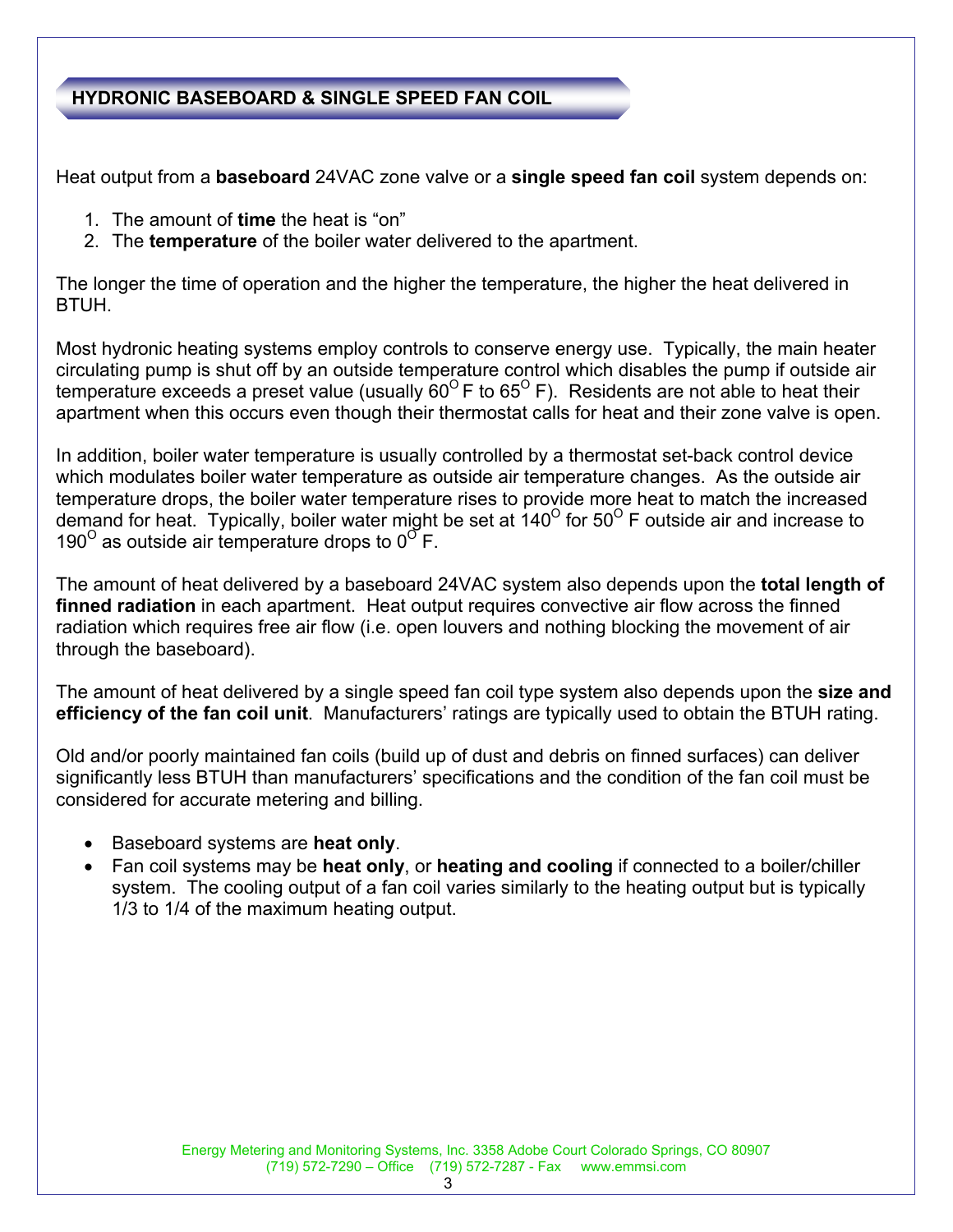## HYDRONIC BASEBOARD & SINGLE SPEED FAN COIL

Heat output from a **baseboard** 24VAC zone valve or a **single speed fan coil** system depends on:

1. The amount of **time** the heat is "on"
2. The **temperature** of the boiler water delivered to the apartment.

The longer the time of operation and the higher the temperature, the higher the heat delivered in BTUH.

Most hydronic heating systems employ controls to conserve energy use. Typically, the main heater circulating pump is shut off by an outside temperature control which disables the pump if outside air temperature exceeds a preset value (usually $60^{O}$ F to $65^{O}$ F). Residents are not able to heat their apartment when this occurs even though their thermostat calls for heat and their zone valve is open.

In addition, boiler water temperature is usually controlled by a thermostat set-back control device which modulates boiler water temperature as outside air temperature changes. As the outside air temperature drops, the boiler water temperature rises to provide more heat to match the increased demand for heat. Typically, boiler water might be set at $140^{O}$ for $50^{O}$ F outside air and increase to $190^{O}$ as outside air temperature drops to $0^{O}$ F.

The amount of heat delivered by a baseboard 24VAC system also depends upon the **total length of finned radiation** in each apartment. Heat output requires convective air flow across the finned radiation which requires free air flow (i.e. open louvers and nothing blocking the movement of air through the baseboard).

The amount of heat delivered by a single speed fan coil type system also depends upon the **size and efficiency of the fan coil unit**. Manufacturers' ratings are typically used to obtain the BTUH rating.

Old and/or poorly maintained fan coils (build up of dust and debris on finned surfaces) can deliver significantly less BTUH than manufacturers' specifications and the condition of the fan coil must be considered for accurate metering and billing.

- Baseboard systems are **heat only**.
- Fan coil systems may be **heat only**, or **heating and cooling** if connected to a boiler/chiller system. The cooling output of a fan coil varies similarly to the heating output but is typically 1/3 to 1/4 of the maximum heating output.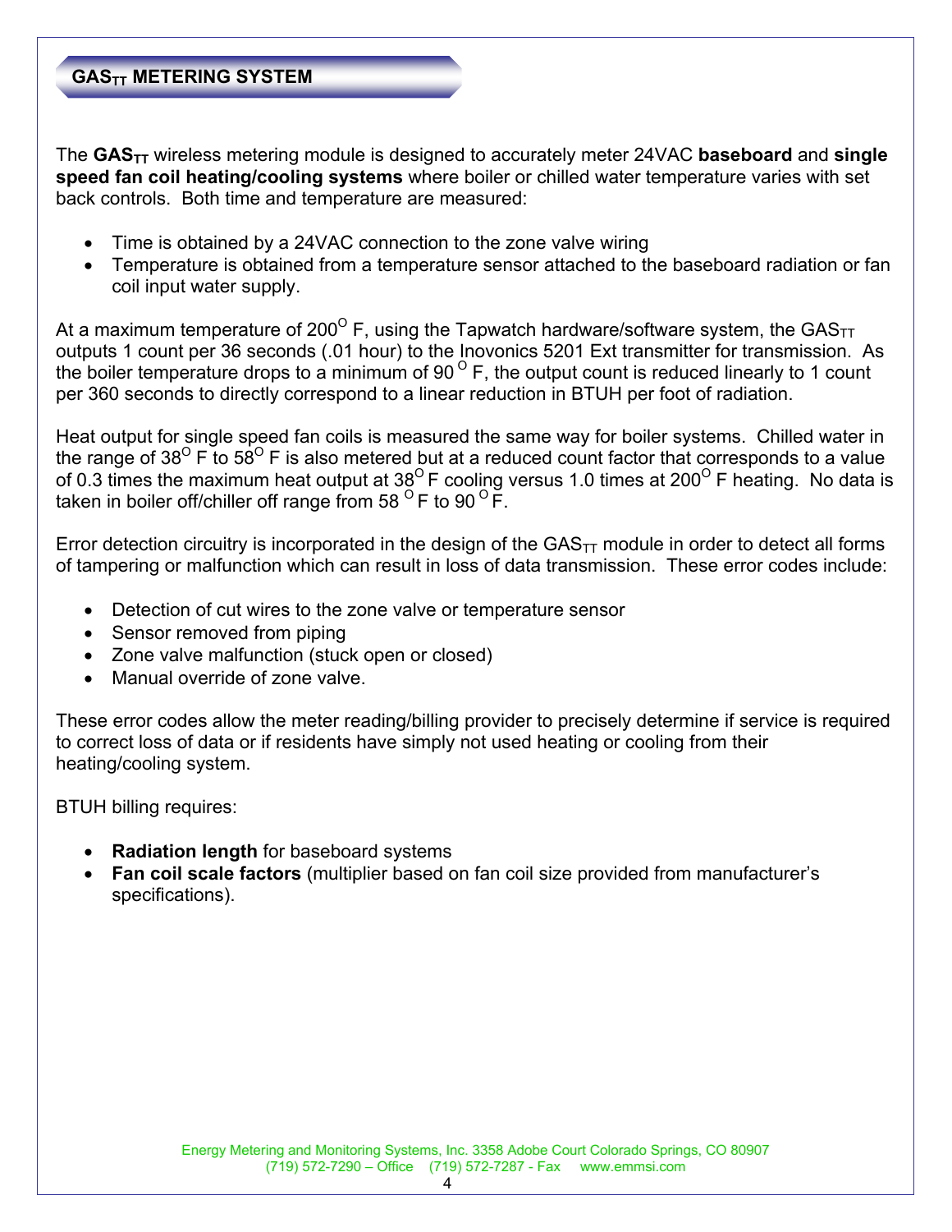## $GAS_{TT}$ METERING SYSTEM

The **$GAS_{TT}$** wireless metering module is designed to accurately meter 24VAC **baseboard** and **single speed fan coil heating/cooling systems** where boiler or chilled water temperature varies with set back controls. Both time and temperature are measured:

- Time is obtained by a 24VAC connection to the zone valve wiring
- Temperature is obtained from a temperature sensor attached to the baseboard radiation or fan coil input water supply.

At a maximum temperature of $200^{O}$ F, using the Tapwatch hardware/software system, the $GAS_{TT}$ outputs 1 count per 36 seconds (.01 hour) to the Inovonics 5201 Ext transmitter for transmission. As the boiler temperature drops to a minimum of 90 $^{O}$ F, the output count is reduced linearly to 1 count per 360 seconds to directly correspond to a linear reduction in BTUH per foot of radiation.

Heat output for single speed fan coils is measured the same way for boiler systems. Chilled water in the range of $38^{O}$ F to $58^{O}$ F is also metered but at a reduced count factor that corresponds to a value of 0.3 times the maximum heat output at $38^{O}$ F cooling versus 1.0 times at $200^{O}$ F heating. No data is taken in boiler off/chiller off range from 58 $^{O}$ F to 90 $^{O}$ F.

Error detection circuitry is incorporated in the design of the $GAS_{TT}$ module in order to detect all forms of tampering or malfunction which can result in loss of data transmission. These error codes include:

- Detection of cut wires to the zone valve or temperature sensor
- Sensor removed from piping
- Zone valve malfunction (stuck open or closed)
- Manual override of zone valve.

These error codes allow the meter reading/billing provider to precisely determine if service is required to correct loss of data or if residents have simply not used heating or cooling from their heating/cooling system.

BTUH billing requires:

- **Radiation length** for baseboard systems
- **Fan coil scale factors** (multiplier based on fan coil size provided from manufacturer's specifications).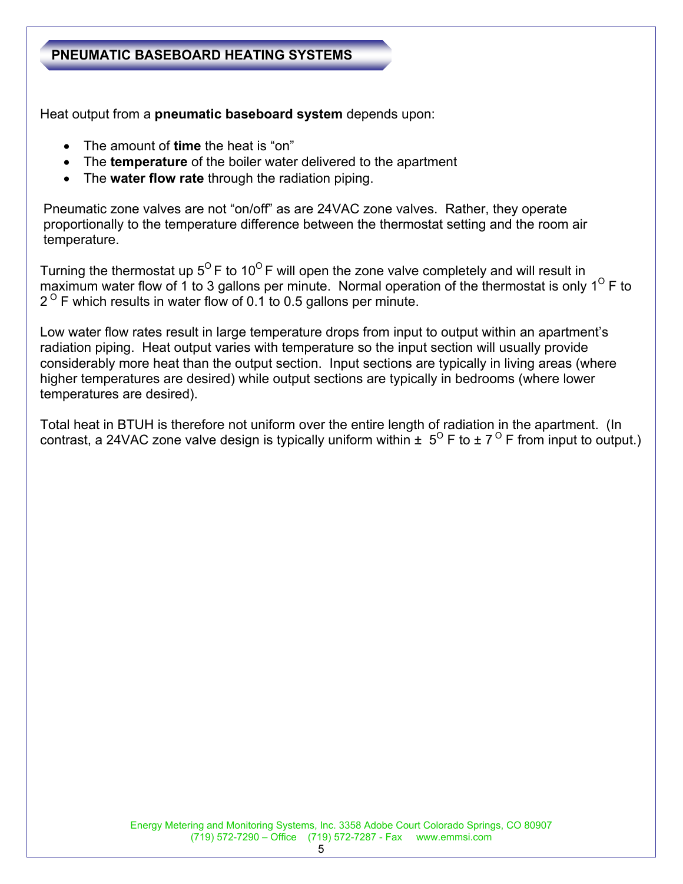## PNEUMATIC BASEBOARD HEATING SYSTEMS

Heat output from a **pneumatic baseboard system** depends upon:

- The amount of **time** the heat is "on"
- The **temperature** of the boiler water delivered to the apartment
- The **water flow rate** through the radiation piping.

Pneumatic zone valves are not "on/off" as are 24VAC zone valves. Rather, they operate proportionally to the temperature difference between the thermostat setting and the room air temperature.

Turning the thermostat up $5^{O}$ F to $10^{O}$ F will open the zone valve completely and will result in maximum water flow of 1 to 3 gallons per minute. Normal operation of the thermostat is only $1^{O}$ F to $2^{O}$ F which results in water flow of 0.1 to 0.5 gallons per minute.

Low water flow rates result in large temperature drops from input to output within an apartment's radiation piping. Heat output varies with temperature so the input section will usually provide considerably more heat than the output section. Input sections are typically in living areas (where higher temperatures are desired) while output sections are typically in bedrooms (where lower temperatures are desired).

Total heat in BTUH is therefore not uniform over the entire length of radiation in the apartment. (In contrast, a 24VAC zone valve design is typically uniform within $\pm\ 5^{O}$ F to $\pm\ 7^{O}$ F from input to output.)

Energy Metering and Monitoring Systems, Inc. 3358 Adobe Court Colorado Springs, CO 80907
(719) 572-7290 – Office (719) 572-7287 - Fax www.emmsi.com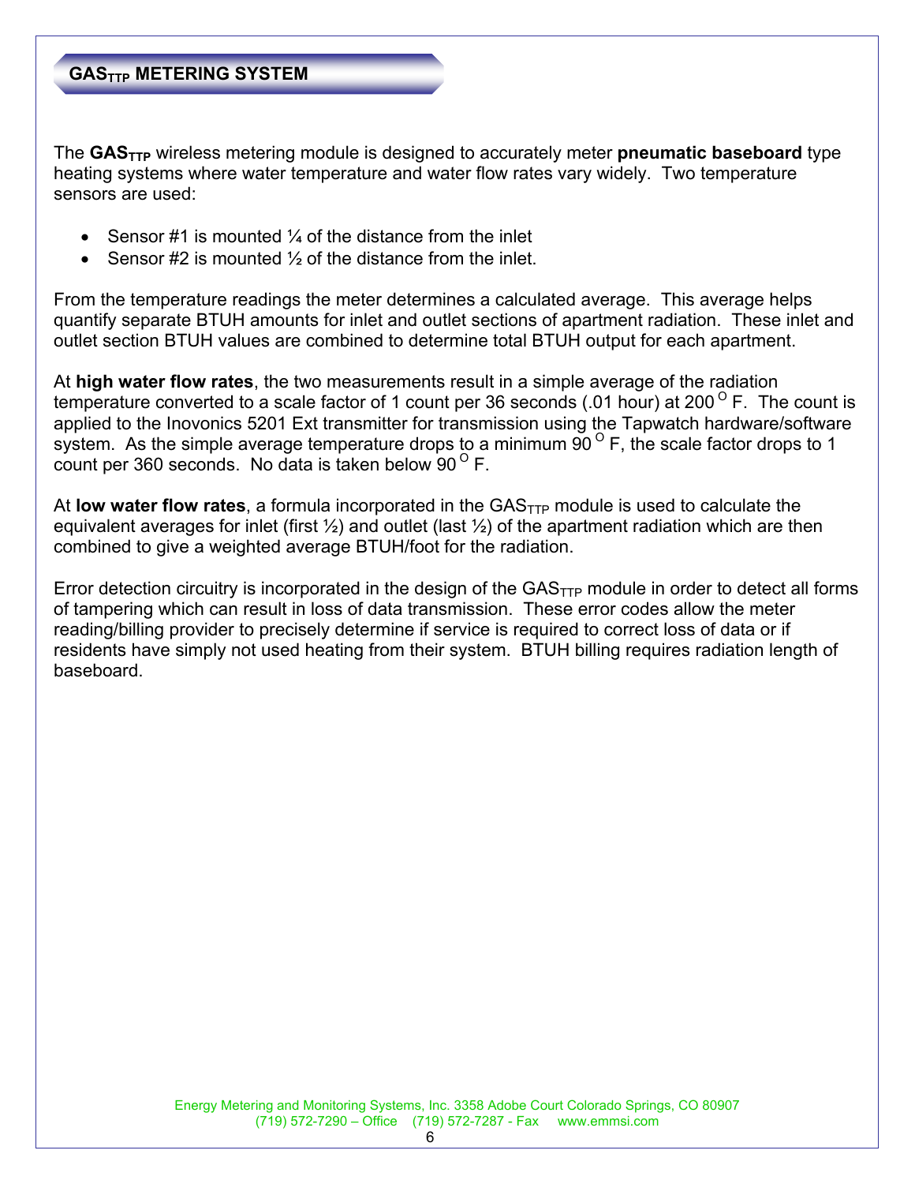## $GAS_{TTP}$ METERING SYSTEM

The **$GAS_{TTP}$** wireless metering module is designed to accurately meter **pneumatic baseboard** type heating systems where water temperature and water flow rates vary widely. Two temperature sensors are used:

- Sensor #1 is mounted ¼ of the distance from the inlet
- Sensor #2 is mounted ½ of the distance from the inlet.

From the temperature readings the meter determines a calculated average. This average helps quantify separate BTUH amounts for inlet and outlet sections of apartment radiation. These inlet and outlet section BTUH values are combined to determine total BTUH output for each apartment.

At **high water flow rates**, the two measurements result in a simple average of the radiation temperature converted to a scale factor of 1 count per 36 seconds (.01 hour) at 200 $^{O}$ F. The count is applied to the Inovonics 5201 Ext transmitter for transmission using the Tapwatch hardware/software system. As the simple average temperature drops to a minimum 90 $^{O}$ F, the scale factor drops to 1 count per 360 seconds. No data is taken below 90 $^{O}$ F.

At **low water flow rates**, a formula incorporated in the $GAS_{TTP}$ module is used to calculate the equivalent averages for inlet (first ½) and outlet (last ½) of the apartment radiation which are then combined to give a weighted average BTUH/foot for the radiation.

Error detection circuitry is incorporated in the design of the $GAS_{TTP}$ module in order to detect all forms of tampering which can result in loss of data transmission. These error codes allow the meter reading/billing provider to precisely determine if service is required to correct loss of data or if residents have simply not used heating from their system. BTUH billing requires radiation length of baseboard.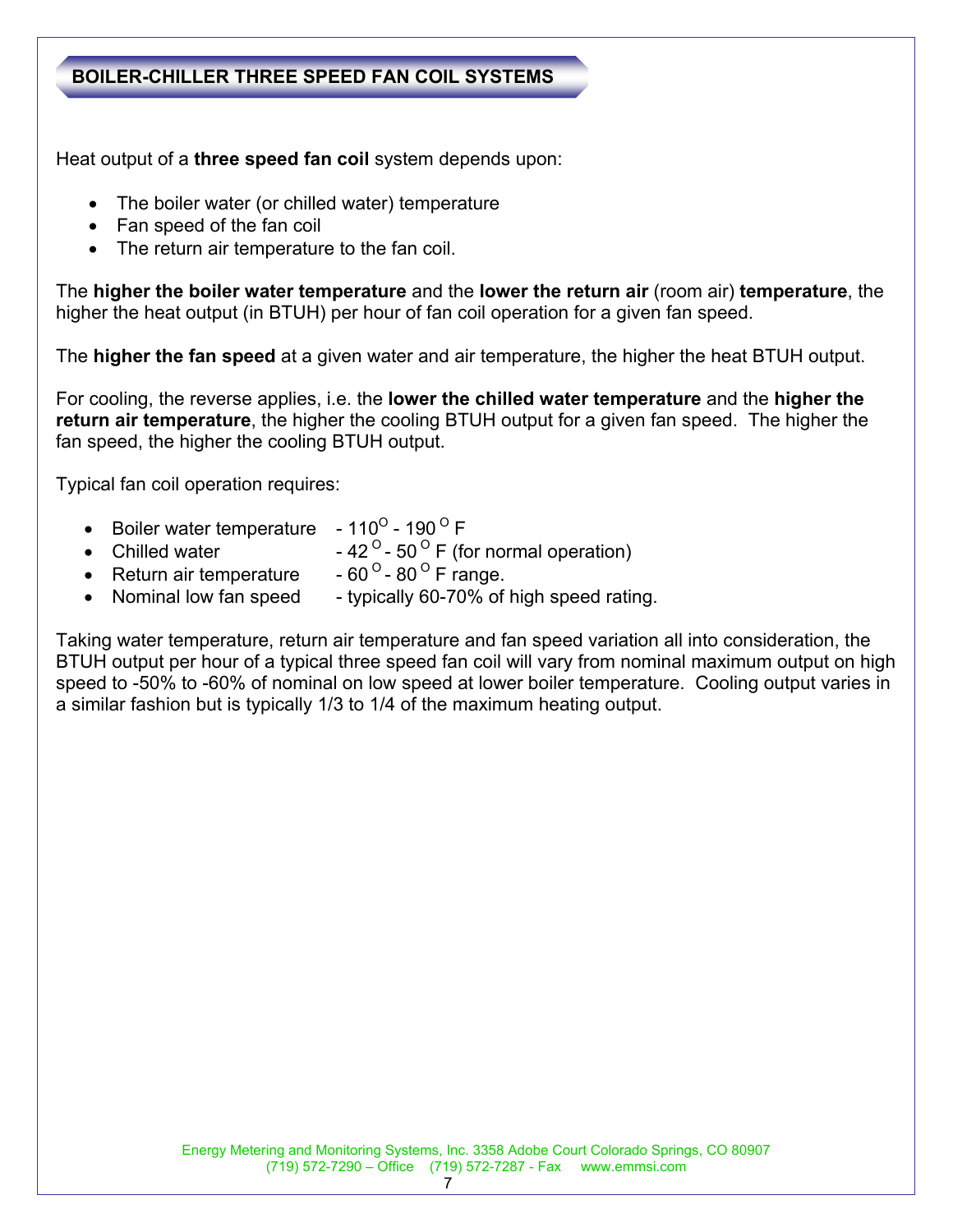## BOILER-CHILLER THREE SPEED FAN COIL SYSTEMS

Heat output of a **three speed fan coil** system depends upon:

- The boiler water (or chilled water) temperature
- Fan speed of the fan coil
- The return air temperature to the fan coil.

The **higher the boiler water temperature** and the **lower the return air** (room air) **temperature**, the higher the heat output (in BTUH) per hour of fan coil operation for a given fan speed.

The **higher the fan speed** at a given water and air temperature, the higher the heat BTUH output.

For cooling, the reverse applies, i.e. the **lower the chilled water temperature** and the **higher the return air temperature**, the higher the cooling BTUH output for a given fan speed. The higher the fan speed, the higher the cooling BTUH output.

Typical fan coil operation requires:

- Boiler water temperature - 110° - 190° F
- Chilled water - 42° - 50° F (for normal operation)
- Return air temperature - 60° - 80° F range.
- Nominal low fan speed - typically 60-70% of high speed rating.

Taking water temperature, return air temperature and fan speed variation all into consideration, the BTUH output per hour of a typical three speed fan coil will vary from nominal maximum output on high speed to -50% to -60% of nominal on low speed at lower boiler temperature. Cooling output varies in a similar fashion but is typically 1/3 to 1/4 of the maximum heating output.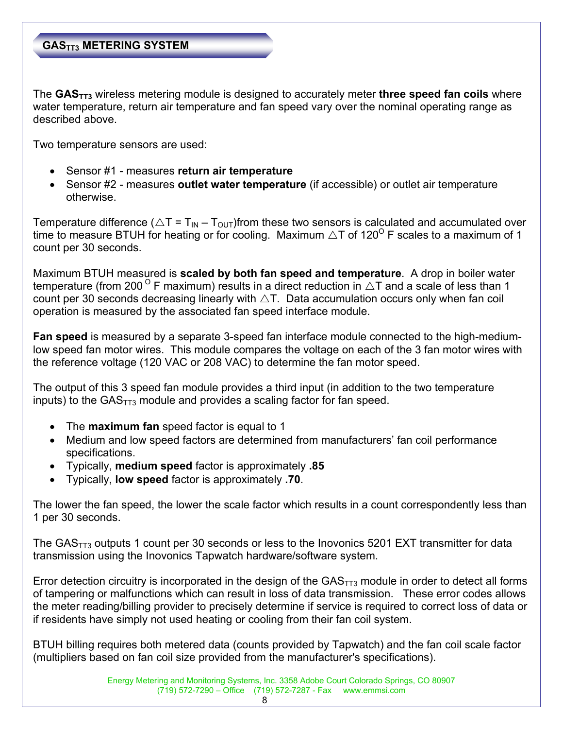## $GAS_{TT3}$ METERING SYSTEM

The **$GAS_{TT3}$** wireless metering module is designed to accurately meter **three speed fan coils** where water temperature, return air temperature and fan speed vary over the nominal operating range as described above.

Two temperature sensors are used:

- Sensor #1 - measures **return air temperature**
- Sensor #2 - measures **outlet water temperature** (if accessible) or outlet air temperature otherwise.

Temperature difference ($\triangle T = T_{IN} - T_{OUT}$)from these two sensors is calculated and accumulated over time to measure BTUH for heating or for cooling. Maximum $\triangle T$ of $120^{O}$ F scales to a maximum of 1 count per 30 seconds.

Maximum BTUH measured is **scaled by both fan speed and temperature**. A drop in boiler water temperature (from $200^{O}$ F maximum) results in a direct reduction in $\triangle T$ and a scale of less than 1 count per 30 seconds decreasing linearly with $\triangle T$. Data accumulation occurs only when fan coil operation is measured by the associated fan speed interface module.

**Fan speed** is measured by a separate 3-speed fan interface module connected to the high-medium-low speed fan motor wires. This module compares the voltage on each of the 3 fan motor wires with the reference voltage (120 VAC or 208 VAC) to determine the fan motor speed.

The output of this 3 speed fan module provides a third input (in addition to the two temperature inputs) to the $GAS_{TT3}$ module and provides a scaling factor for fan speed.

- The **maximum fan** speed factor is equal to 1
- Medium and low speed factors are determined from manufacturers' fan coil performance specifications.
- Typically, **medium speed** factor is approximately **.85**
- Typically, **low speed** factor is approximately **.70**.

The lower the fan speed, the lower the scale factor which results in a count correspondently less than 1 per 30 seconds.

The $GAS_{TT3}$ outputs 1 count per 30 seconds or less to the Inovonics 5201 EXT transmitter for data transmission using the Inovonics Tapwatch hardware/software system.

Error detection circuitry is incorporated in the design of the $GAS_{TT3}$ module in order to detect all forms of tampering or malfunctions which can result in loss of data transmission. These error codes allows the meter reading/billing provider to precisely determine if service is required to correct loss of data or if residents have simply not used heating or cooling from their fan coil system.

BTUH billing requires both metered data (counts provided by Tapwatch) and the fan coil scale factor (multipliers based on fan coil size provided from the manufacturer's specifications).